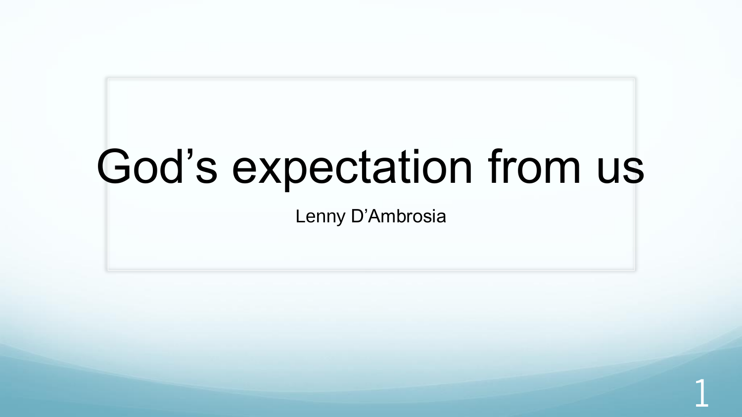# God’s expectation from us

Lenny D’Ambrosia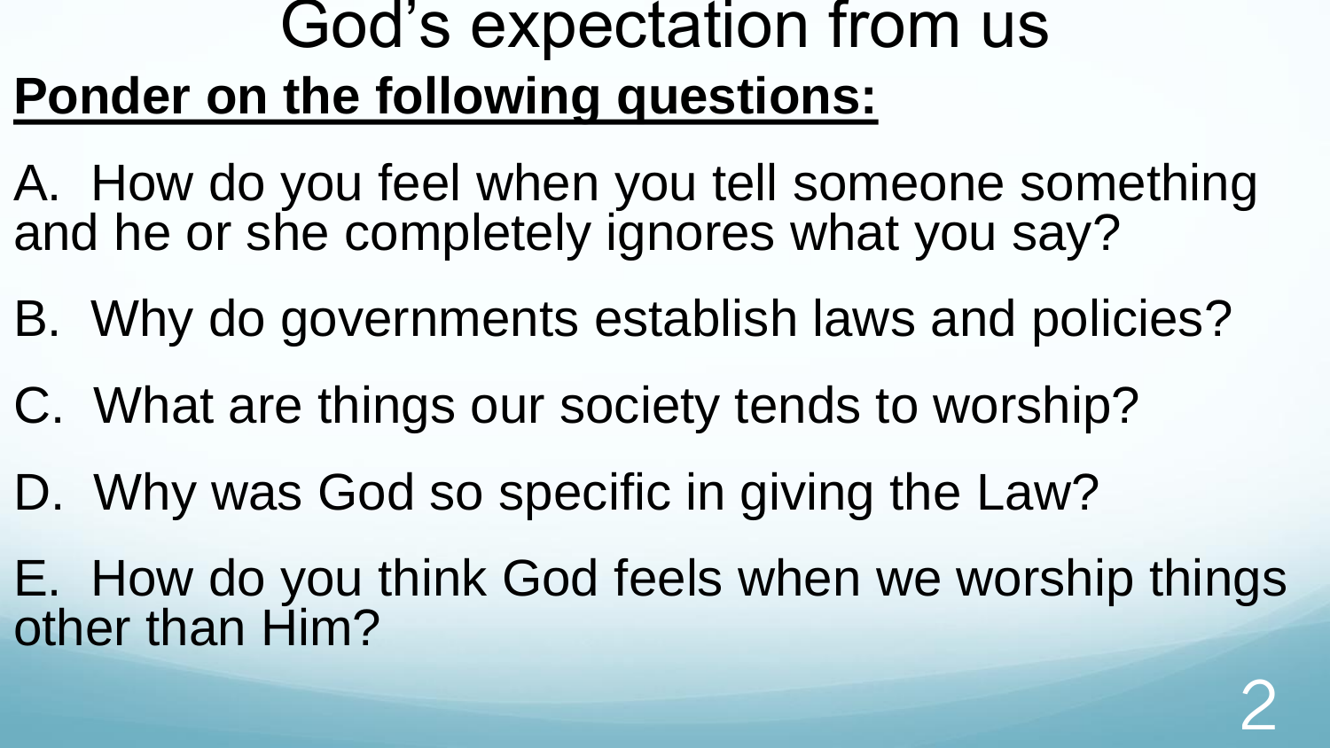# God's expectation from us

**<u>Ponder on the following questions:</u>**

A. How do you feel when you tell someone something and he or she completely ignores what you say?

B. Why do governments establish laws and policies?

C. What are things our society tends to worship?

D. Why was God so specific in giving the Law?

E. How do you think God feels when we worship things other than Him?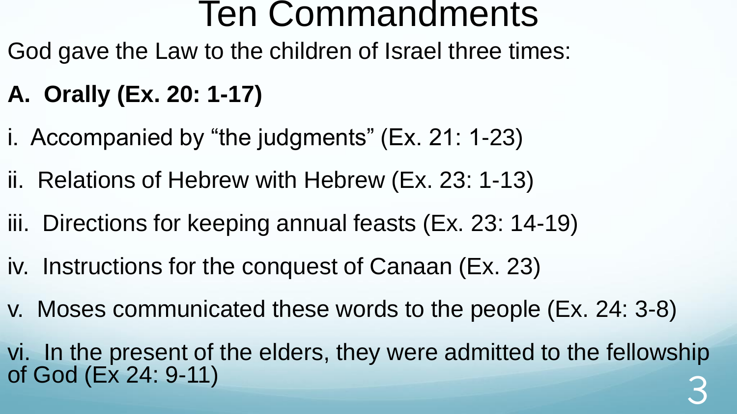# Ten Commandments

God gave the Law to the children of Israel three times:

**A. Orally (Ex. 20: 1-17)**

i. Accompanied by “the judgments” (Ex. 21: 1-23)

ii. Relations of Hebrew with Hebrew (Ex. 23: 1-13)

iii. Directions for keeping annual feasts (Ex. 23: 14-19)

iv. Instructions for the conquest of Canaan (Ex. 23)

v. Moses communicated these words to the people (Ex. 24: 3-8)

vi. In the present of the elders, they were admitted to the fellowship of God (Ex 24: 9-11)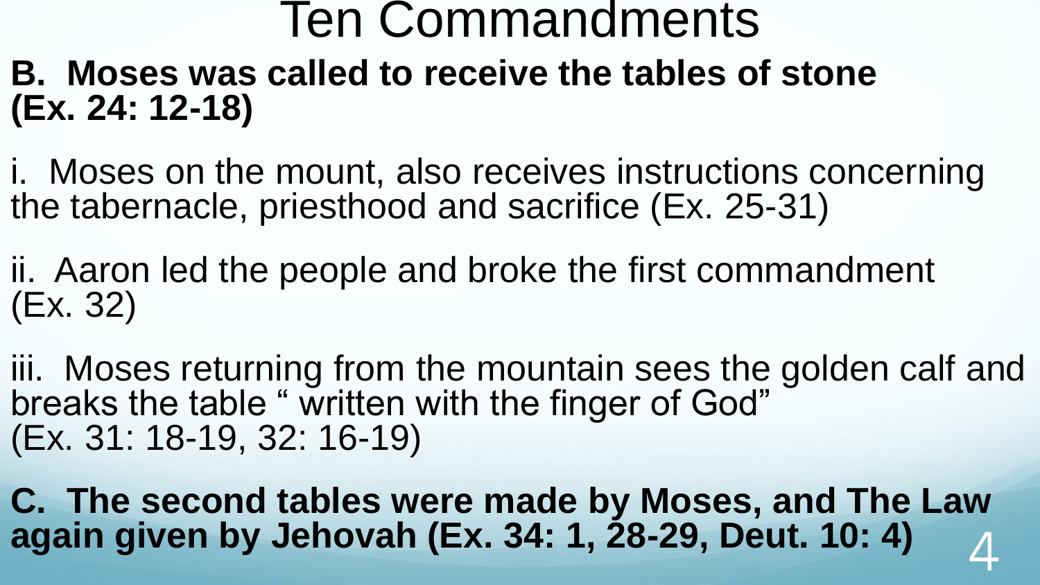# Ten Commandments

**B. Moses was called to receive the tables of stone (Ex. 24: 12-18)**

i. Moses on the mount, also receives instructions concerning the tabernacle, priesthood and sacrifice (Ex. 25-31)

ii. Aaron led the people and broke the first commandment (Ex. 32)

iii. Moses returning from the mountain sees the golden calf and breaks the table " written with the finger of God" (Ex. 31: 18-19, 32: 16-19)

**C. The second tables were made by Moses, and The Law again given by Jehovah (Ex. 34: 1, 28-29, Deut. 10: 4)**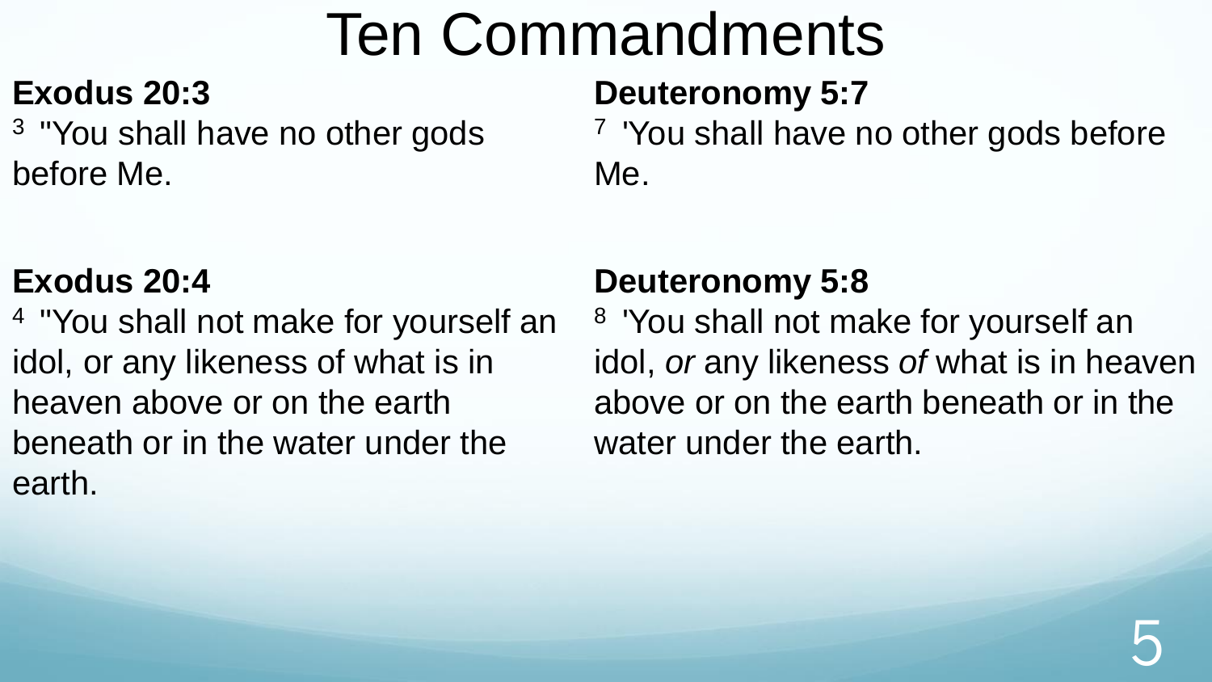# Ten Commandments

**Exodus 20:3**

[3] "You shall have no other gods before Me.

**Exodus 20:4**

[4] "You shall not make for yourself an idol, or any likeness of what is in heaven above or on the earth beneath or in the water under the earth.

**Deuteronomy 5:7**

[7] 'You shall have no other gods before Me.

**Deuteronomy 5:8**

[8] 'You shall not make for yourself an idol, *or* any likeness *of* what is in heaven above or on the earth beneath or in the water under the earth.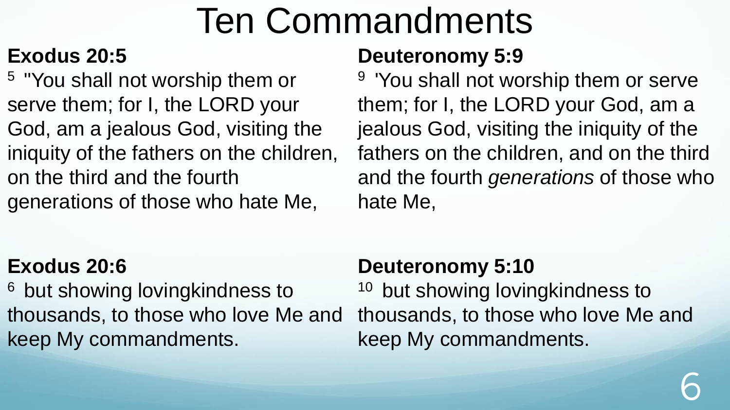# Ten Commandments

**Exodus 20:5**

[5] "You shall not worship them or serve them; for I, the LORD your God, am a jealous God, visiting the iniquity of the fathers on the children, on the third and the fourth generations of those who hate Me,

**Deuteronomy 5:9**

[9] 'You shall not worship them or serve them; for I, the LORD your God, am a jealous God, visiting the iniquity of the fathers on the children, and on the third and the fourth *generations* of those who hate Me,

**Exodus 20:6**

[6] but showing lovingkindness to thousands, to those who love Me and keep My commandments.

**Deuteronomy 5:10**

[10] but showing lovingkindness to thousands, to those who love Me and keep My commandments.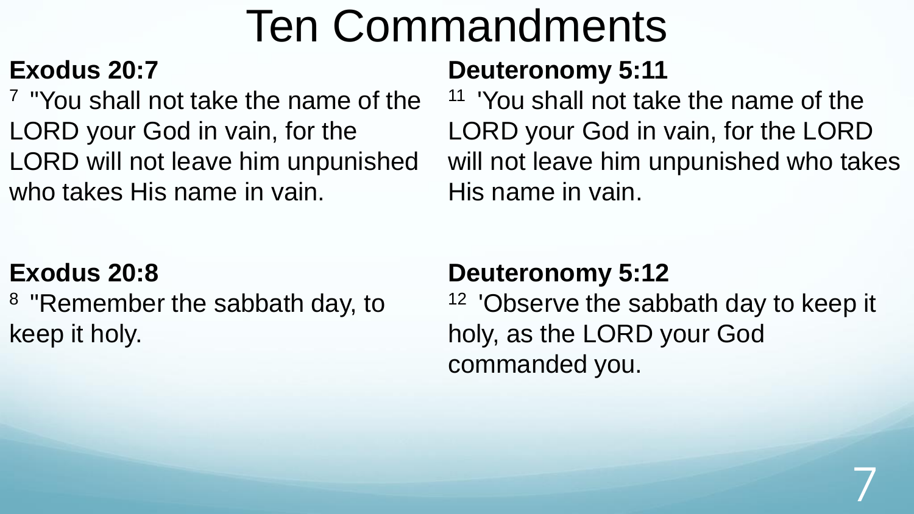# Ten Commandments

**Exodus 20:7**

[7] "You shall not take the name of the LORD your God in vain, for the LORD will not leave him unpunished who takes His name in vain.

**Deuteronomy 5:11**

[11] 'You shall not take the name of the LORD your God in vain, for the LORD will not leave him unpunished who takes His name in vain.

**Exodus 20:8**

[8] "Remember the sabbath day, to keep it holy.

**Deuteronomy 5:12**

[12] 'Observe the sabbath day to keep it holy, as the LORD your God commanded you.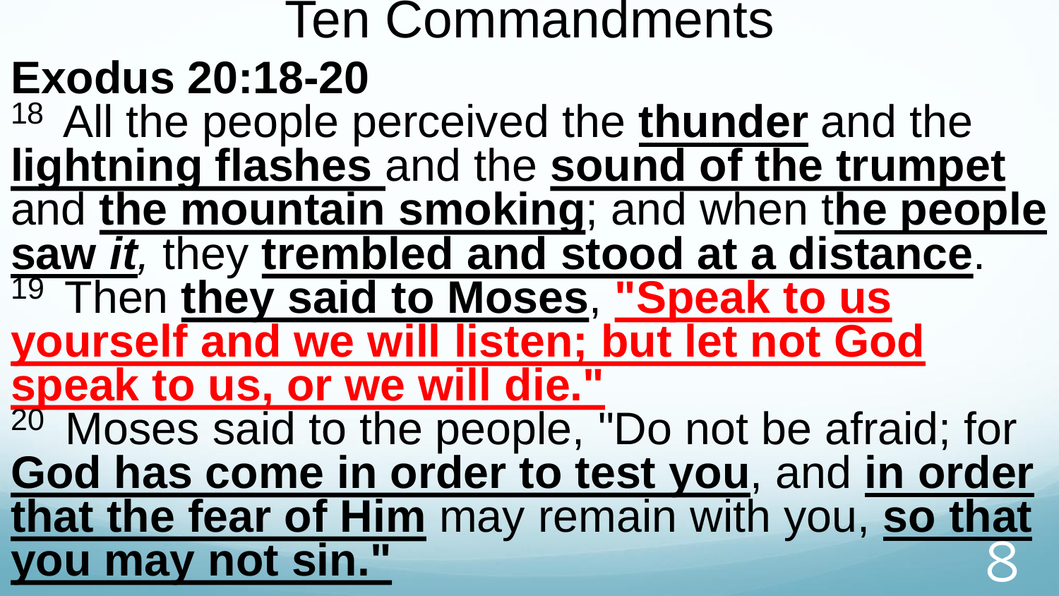# Ten Commandments

## Exodus 20:18-20

[18] All the people perceived the **thunder** and the **lightning flashes** and the **sound of the trumpet** and **the mountain smoking**; and when t**he people saw** ***it***, they **trembled and stood at a distance**.

[19] Then **they said to Moses**, **"Speak to us yourself and we will listen; but let not God speak to us, or we will die."**

[20] Moses said to the people, "Do not be afraid; for **God has come in order to test you**, and **in order that the fear of Him** may remain with you, **so that you may not sin."**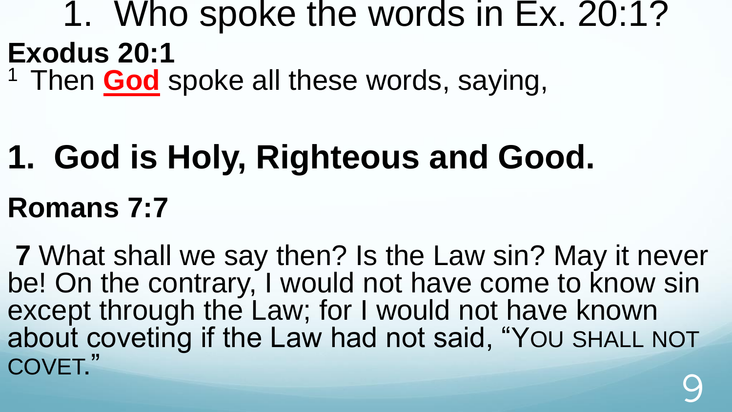# 1. Who spoke the words in Ex. 20:1?

**Exodus 20:1**

[1] Then **God** spoke all these words, saying,

## 1. God is Holy, Righteous and Good.

**Romans 7:7**

**7** What shall we say then? Is the Law sin? May it never be! On the contrary, I would not have come to know sin except through the Law; for I would not have known about coveting if the Law had not said, "YOU SHALL NOT COVET."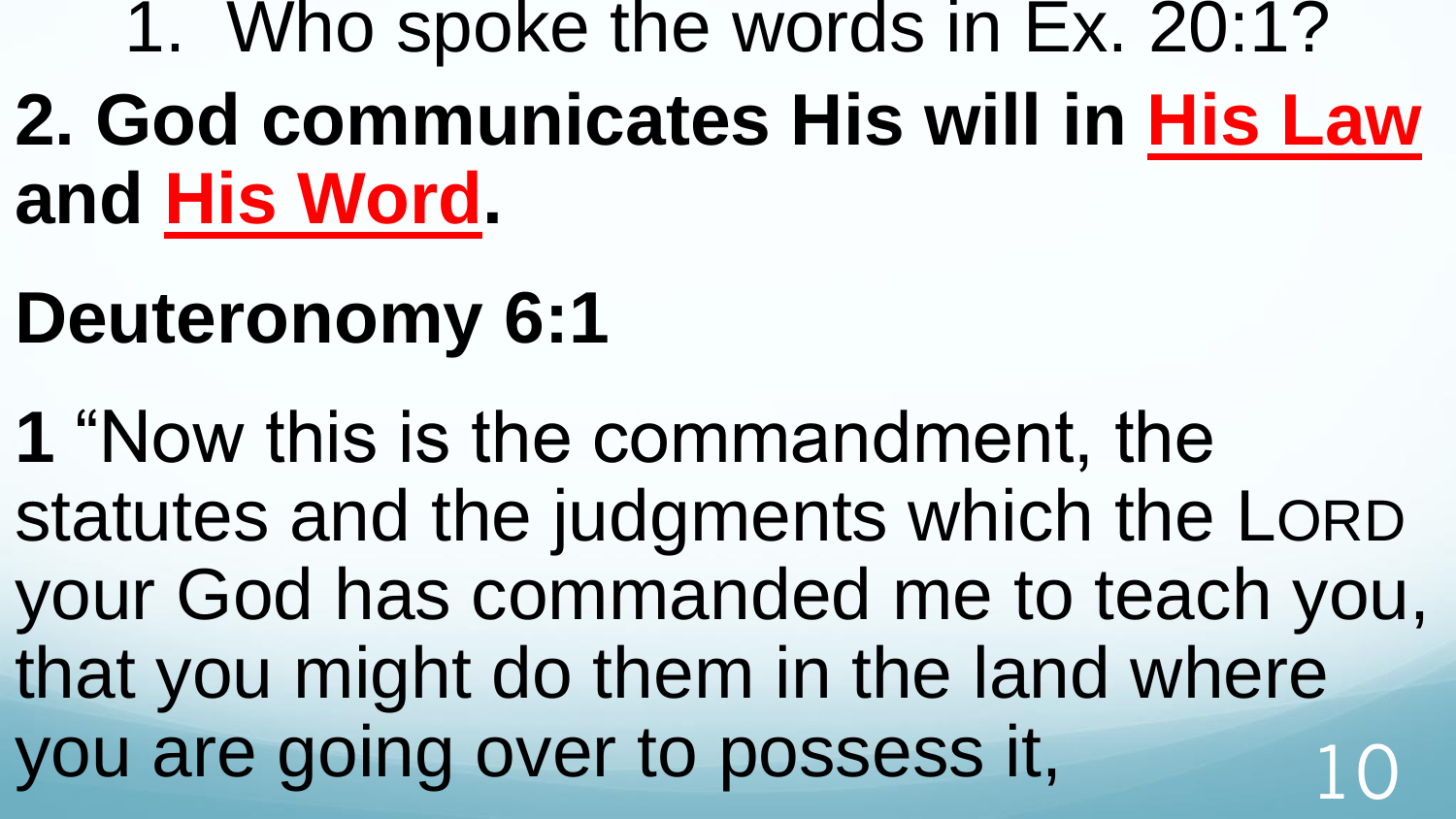1. Who spoke the words in Ex. 20:1?

**2. God communicates His will in His Law and His Word.**

## Deuteronomy 6:1

**1** "Now this is the commandment, the statutes and the judgments which the LORD your God has commanded me to teach you, that you might do them in the land where you are going over to possess it,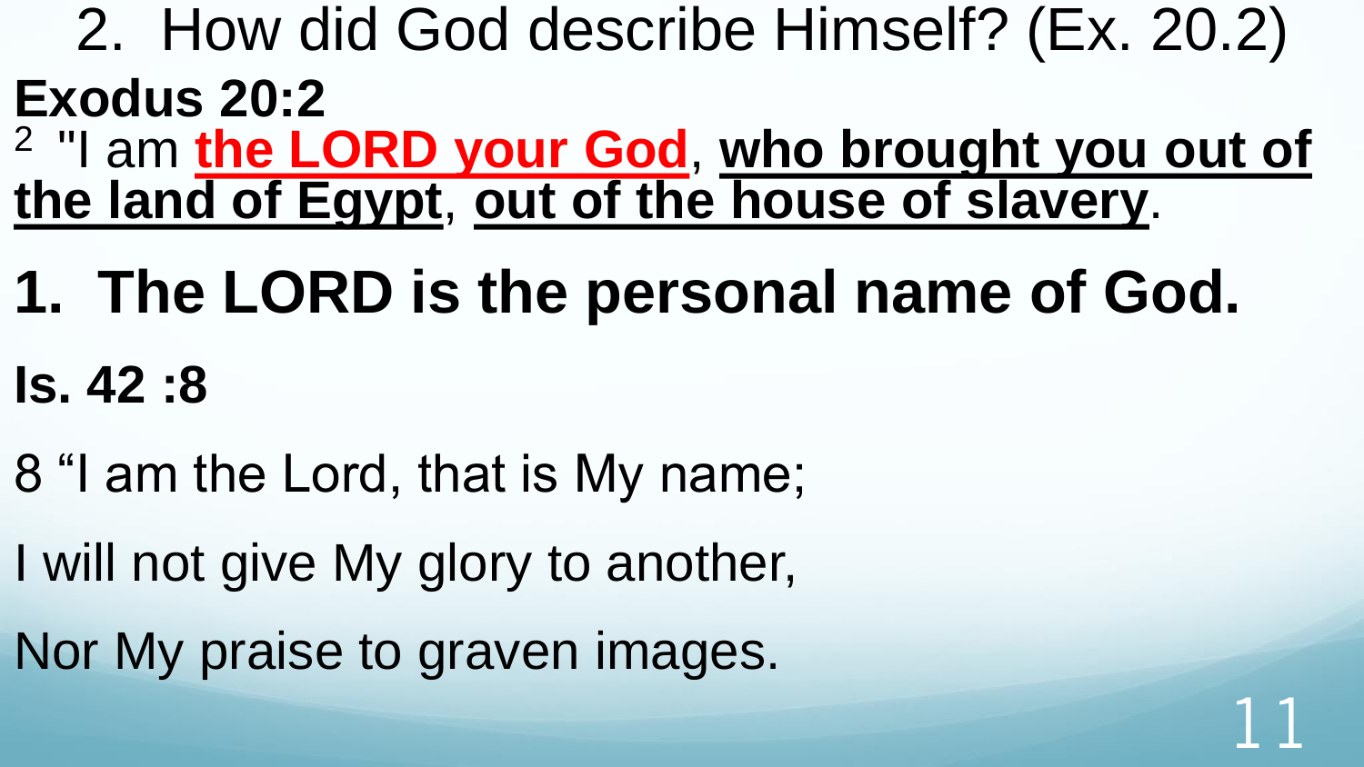## 2. How did God describe Himself? (Ex. 20.2)

**Exodus 20:2**

[2] "I am **<u>the LORD your God</u>**, **<u>who brought you out of the land of Egypt</u>**, **<u>out of the house of slavery</u>**.

**1. The LORD is the personal name of God.**

**Is. 42 :8**

8 "I am the Lord, that is My name;

I will not give My glory to another,

Nor My praise to graven images.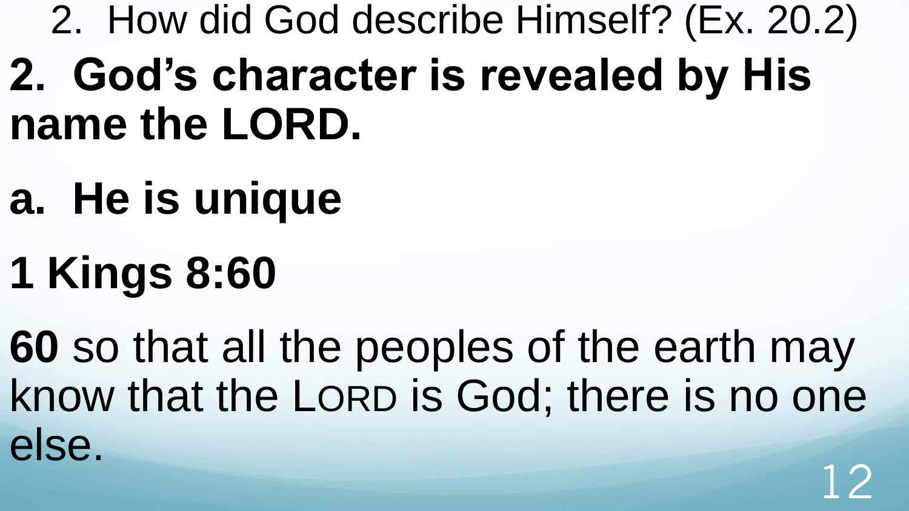2. How did God describe Himself? (Ex. 20.2)

**2. God's character is revealed by His name the LORD.**

**a. He is unique**

**1 Kings 8:60**

**60** so that all the peoples of the earth may know that the LORD is God; there is no one else.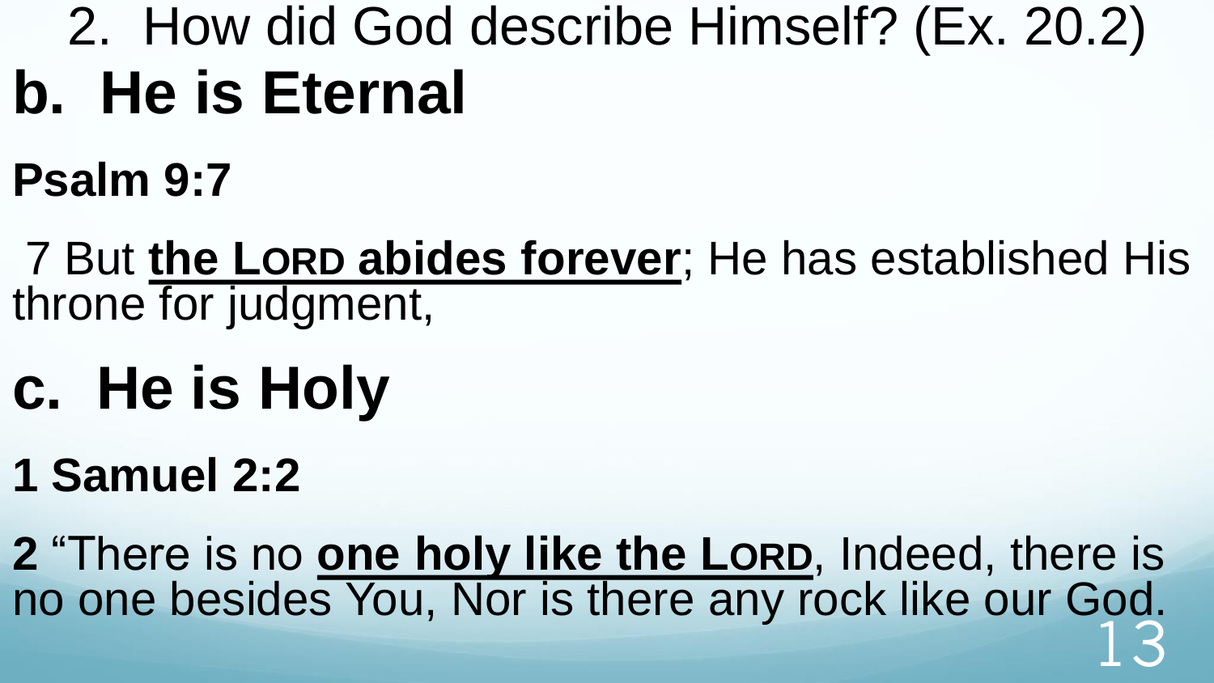2. How did God describe Himself? (Ex. 20.2)

# b. He is Eternal

**Psalm 9:7**

7 But **the LORD abides forever**; He has established His throne for judgment,

# c. He is Holy

**1 Samuel 2:2**

**2** "There is no **one holy like the LORD**, Indeed, there is no one besides You, Nor is there any rock like our God.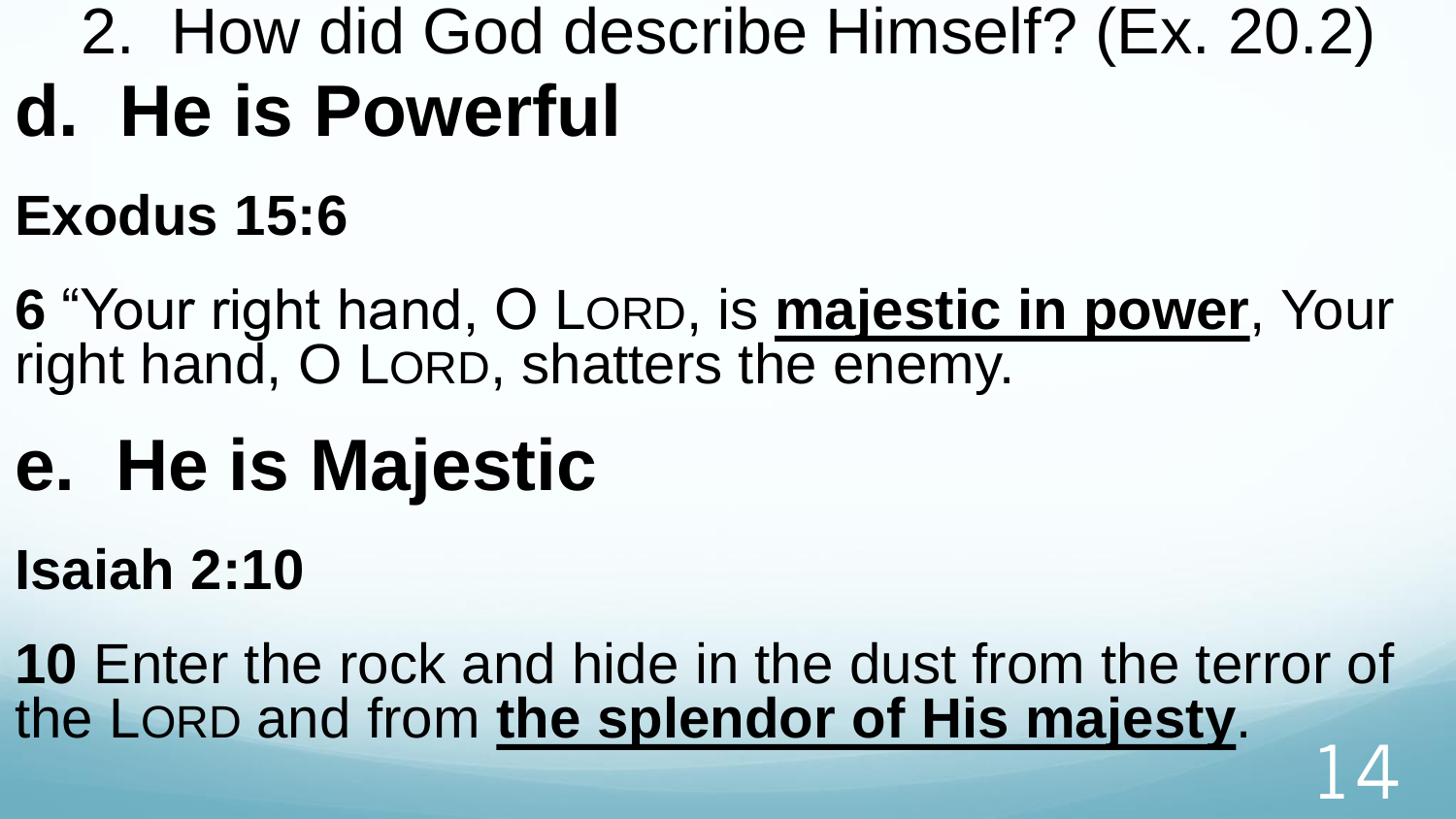2. How did God describe Himself? (Ex. 20.2)

# d. He is Powerful

**Exodus 15:6**

**6** "Your right hand, O LORD, is **majestic in power**, Your right hand, O LORD, shatters the enemy.

# e. He is Majestic

**Isaiah 2:10**

**10** Enter the rock and hide in the dust from the terror of the LORD and from **the splendor of His majesty**.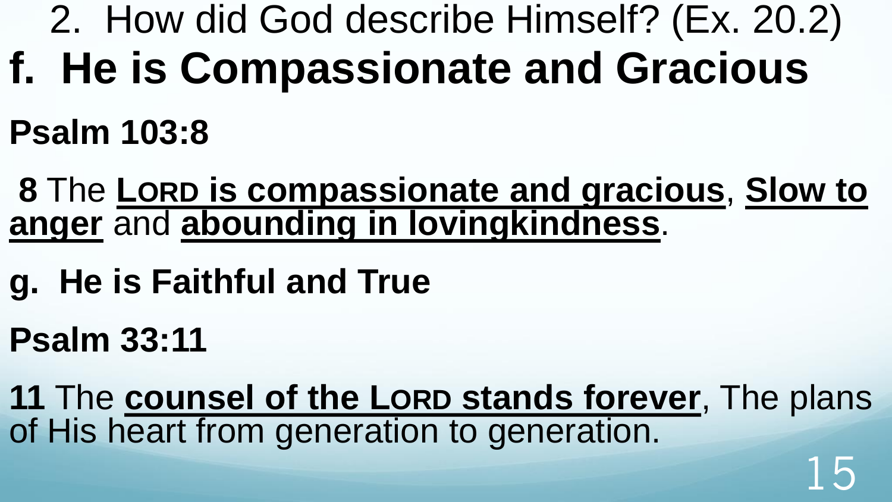## 2. How did God describe Himself? (Ex. 20.2)

# f. He is Compassionate and Gracious

**Psalm 103:8**

**8** The **<u>LORD is compassionate and gracious</u>**, **<u>Slow to anger</u>** and **<u>abounding in lovingkindness</u>**.

## g. He is Faithful and True

**Psalm 33:11**

**11** The **<u>counsel of the LORD stands forever</u>**, The plans of His heart from generation to generation.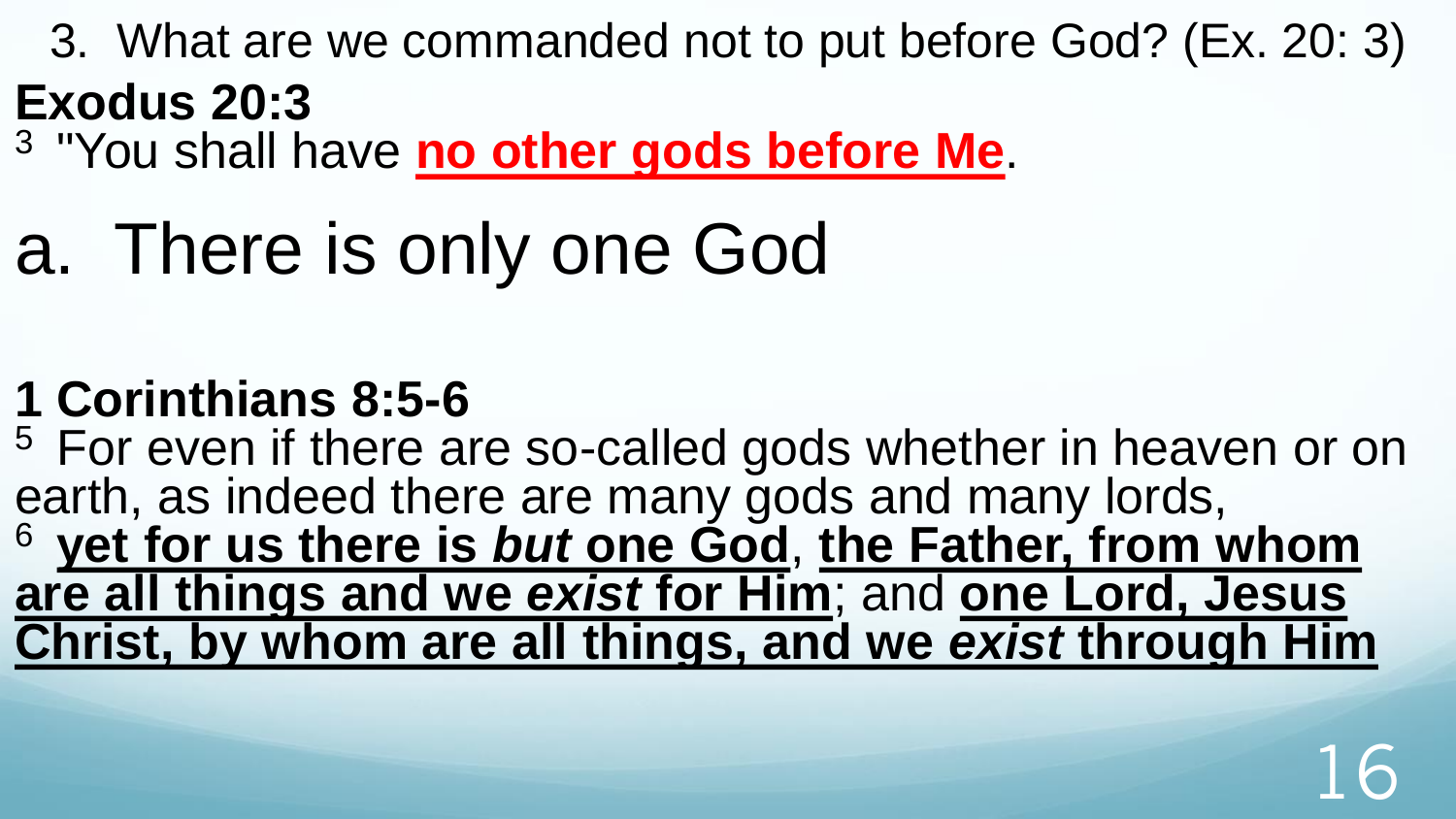3. What are we commanded not to put before God? (Ex. 20: 3)

**Exodus 20:3**

[3] "You shall have **no other gods before Me**.

# a. There is only one God

**1 Corinthians 8:5-6**

[5] For even if there are so-called gods whether in heaven or on earth, as indeed there are many gods and many lords,
[6] **yet for us there is *but* one God**, **the Father, from whom are all things and we *exist* for Him**; and **one Lord, Jesus Christ, by whom are all things, and we *exist* through Him**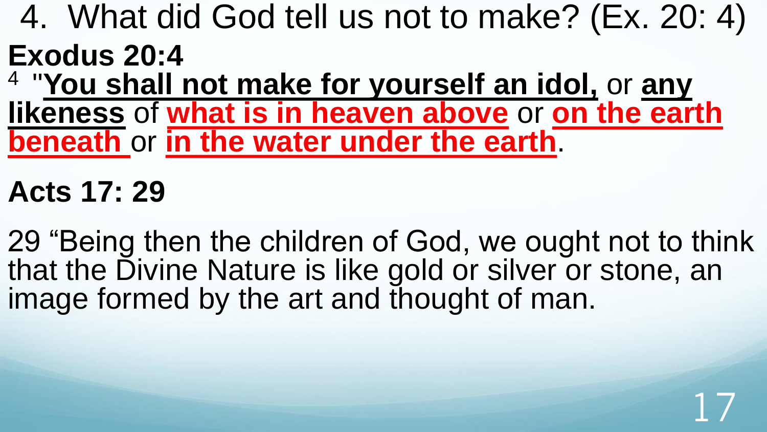# 4. What did God tell us not to make? (Ex. 20: 4)

**Exodus 20:4**

[4] "**You shall not make for yourself an idol,** or **any likeness** of **what is in heaven above** or **on the earth beneath** or **in the water under the earth**.

**Acts 17: 29**

29 "Being then the children of God, we ought not to think that the Divine Nature is like gold or silver or stone, an image formed by the art and thought of man.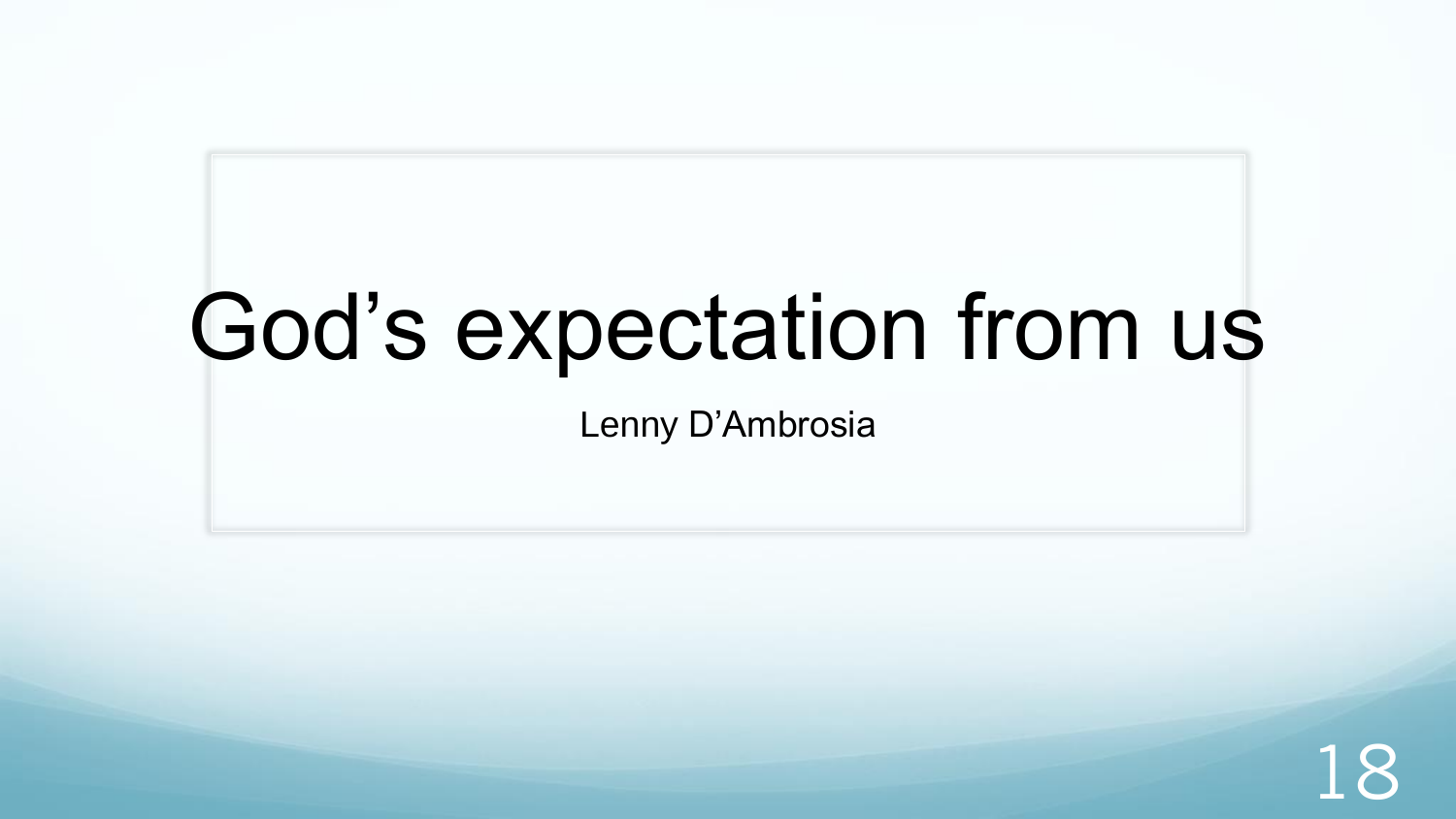# God's expectation from us

Lenny D'Ambrosia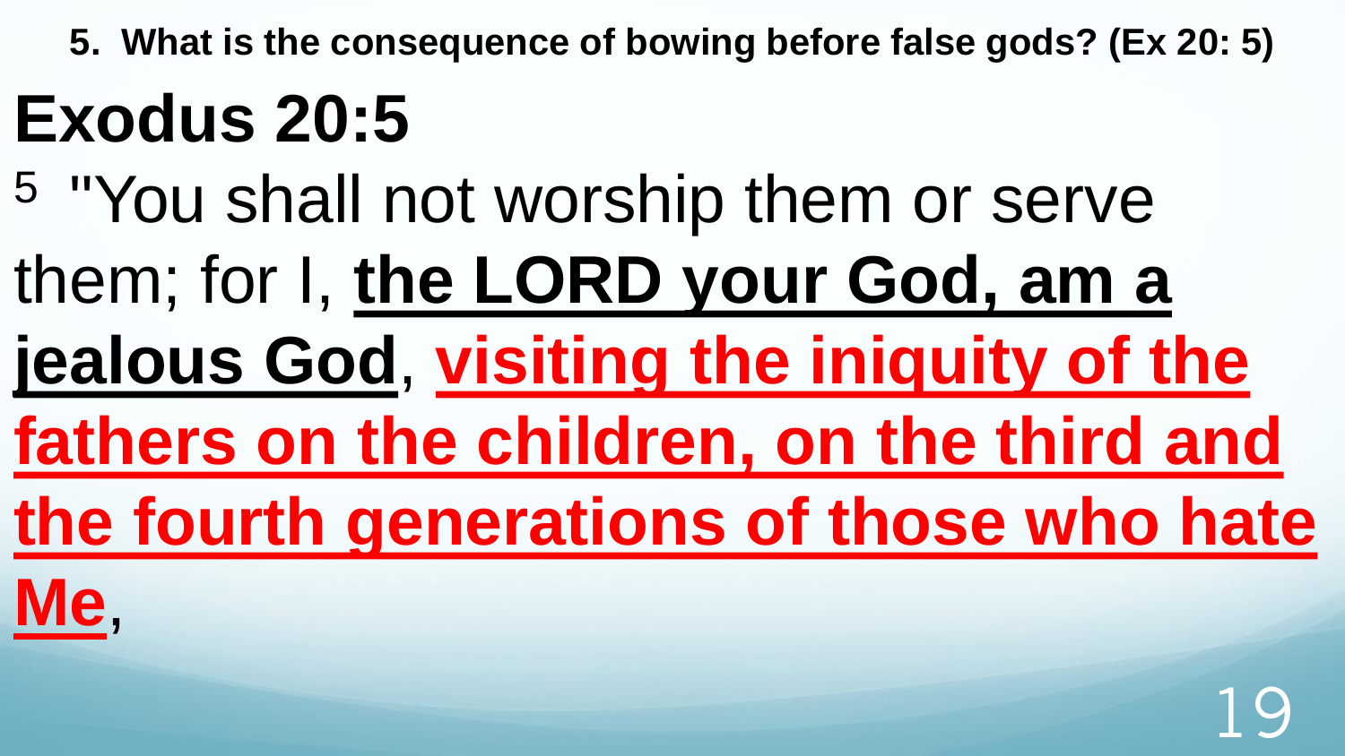**5. What is the consequence of bowing before false gods? (Ex 20: 5)**

# Exodus 20:5

[5] "You shall not worship them or serve them; for I, **the LORD your God, am a jealous God**, **visiting the iniquity of the fathers on the children, on the third and the fourth generations of those who hate Me**,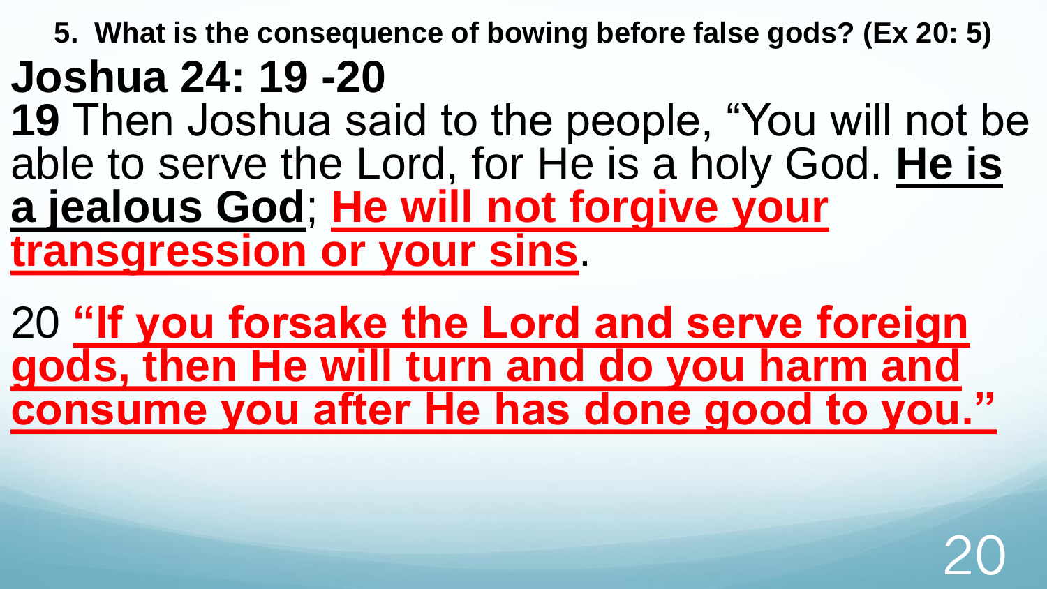**5. What is the consequence of bowing before false gods? (Ex 20: 5)**

# Joshua 24: 19 -20

**19** Then Joshua said to the people, "You will not be able to serve the Lord, for He is a holy God. **He is a jealous God**; **He will not forgive your transgression or your sins**.

20 **"If you forsake the Lord and serve foreign gods, then He will turn and do you harm and consume you after He has done good to you."**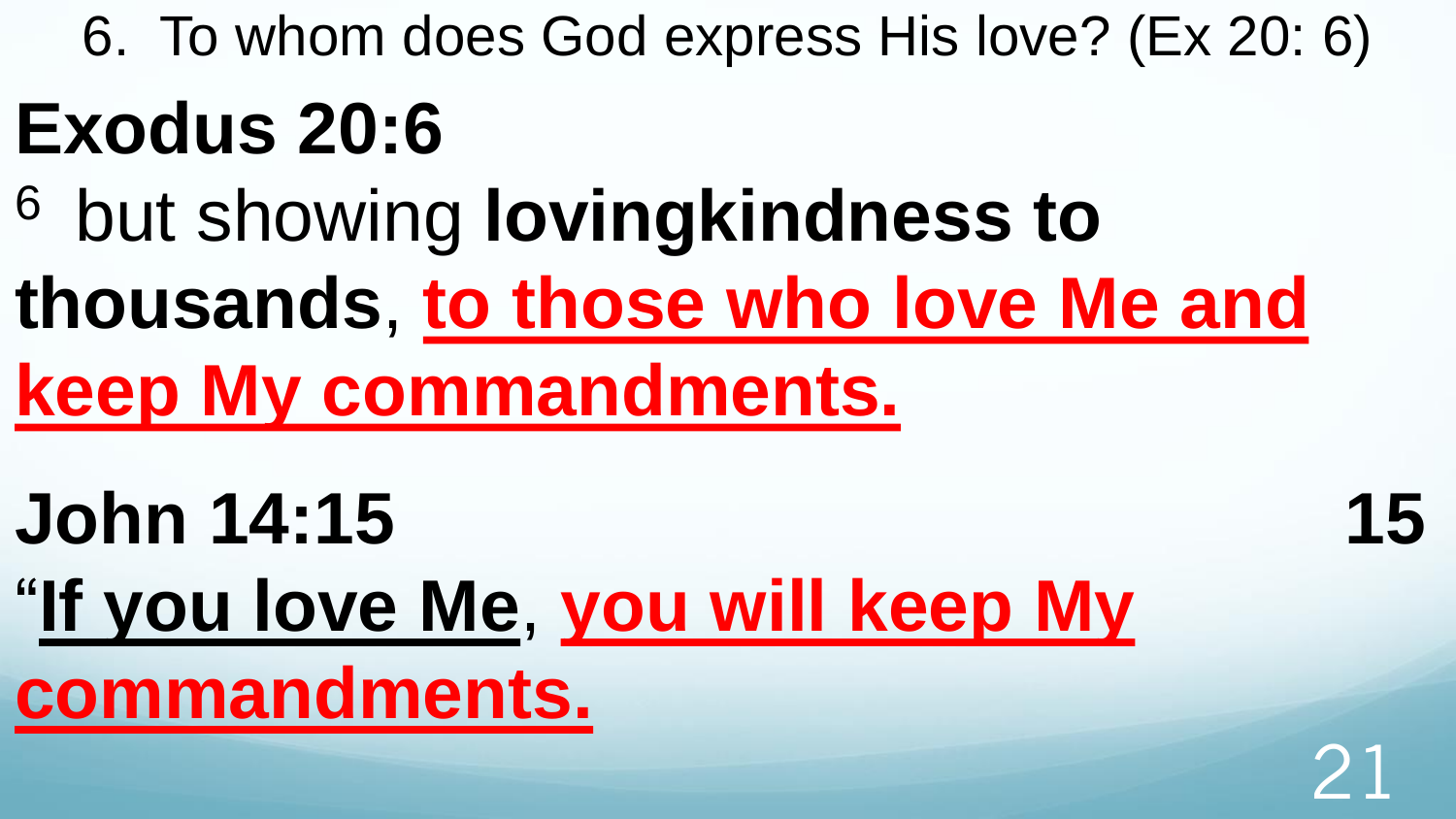6. To whom does God express His love? (Ex 20: 6)

**Exodus 20:6**

[6] but showing **lovingkindness to thousands**, **to those who love Me and keep My commandments.**

**John 14:15** **15**

"**If you love Me**, **you will keep My commandments.**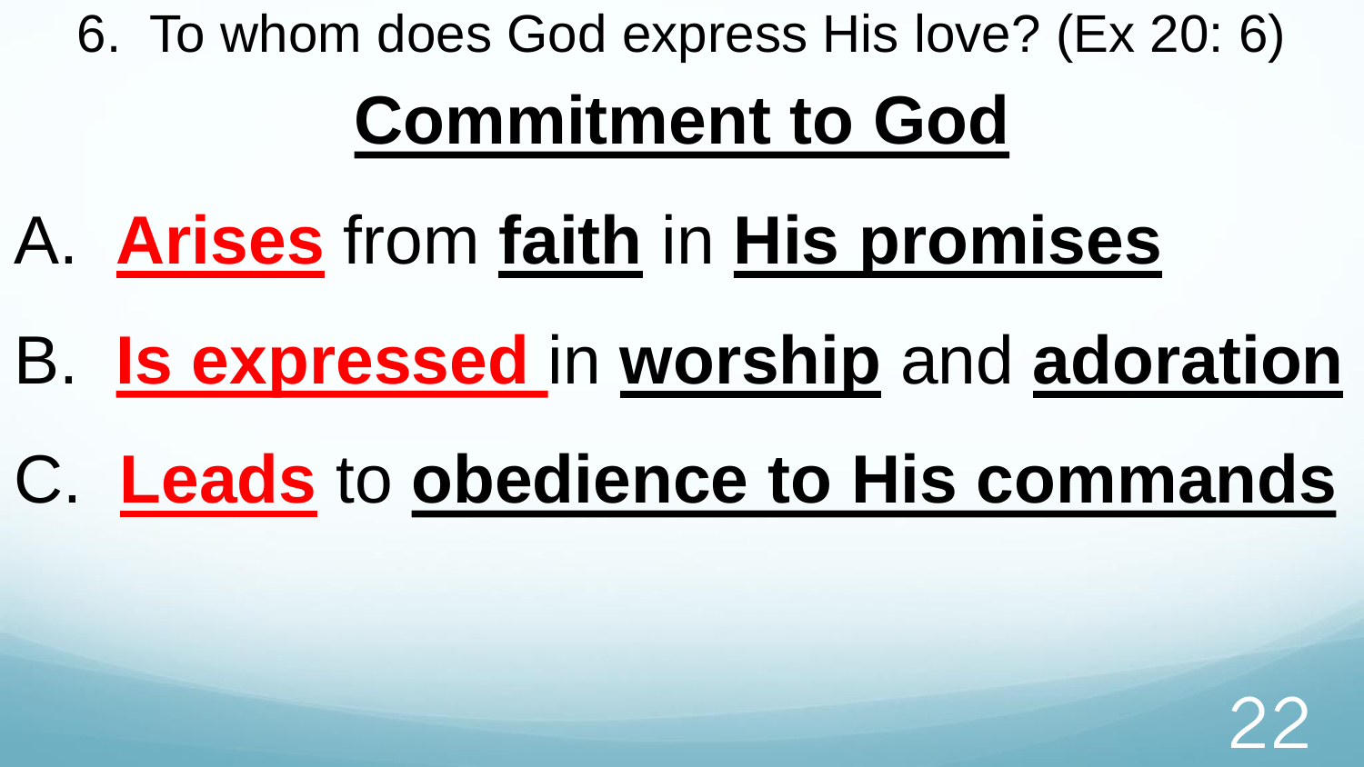6. To whom does God express His love? (Ex 20: 6)

## Commitment to God

A. **Arises** from **faith** in **His promises**

B. **Is expressed** in **worship** and **adoration**

C. **Leads** to **obedience to His commands**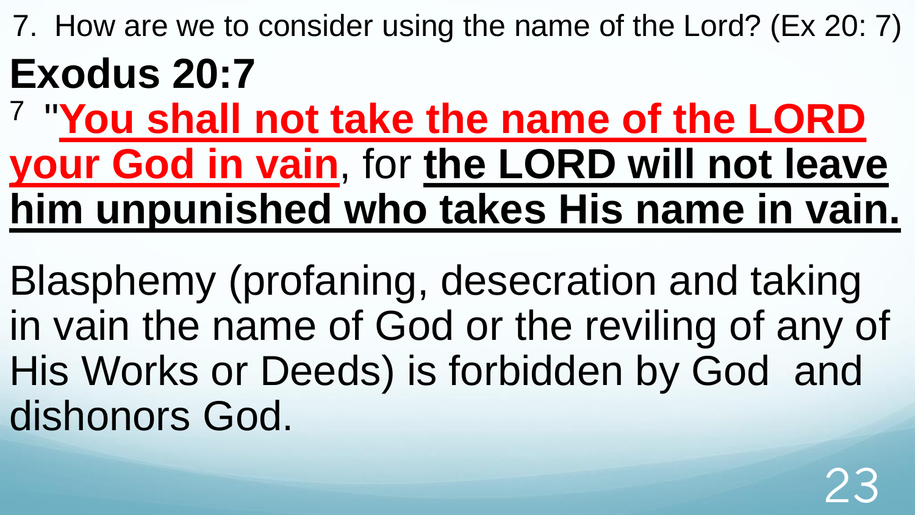7. How are we to consider using the name of the Lord? (Ex 20: 7)

## Exodus 20:7

7 "**You shall not take the name of the LORD your God in vain**, for **the LORD will not leave him unpunished who takes His name in vain.**

Blasphemy (profaning, desecration and taking in vain the name of God or the reviling of any of His Works or Deeds) is forbidden by God and dishonors God.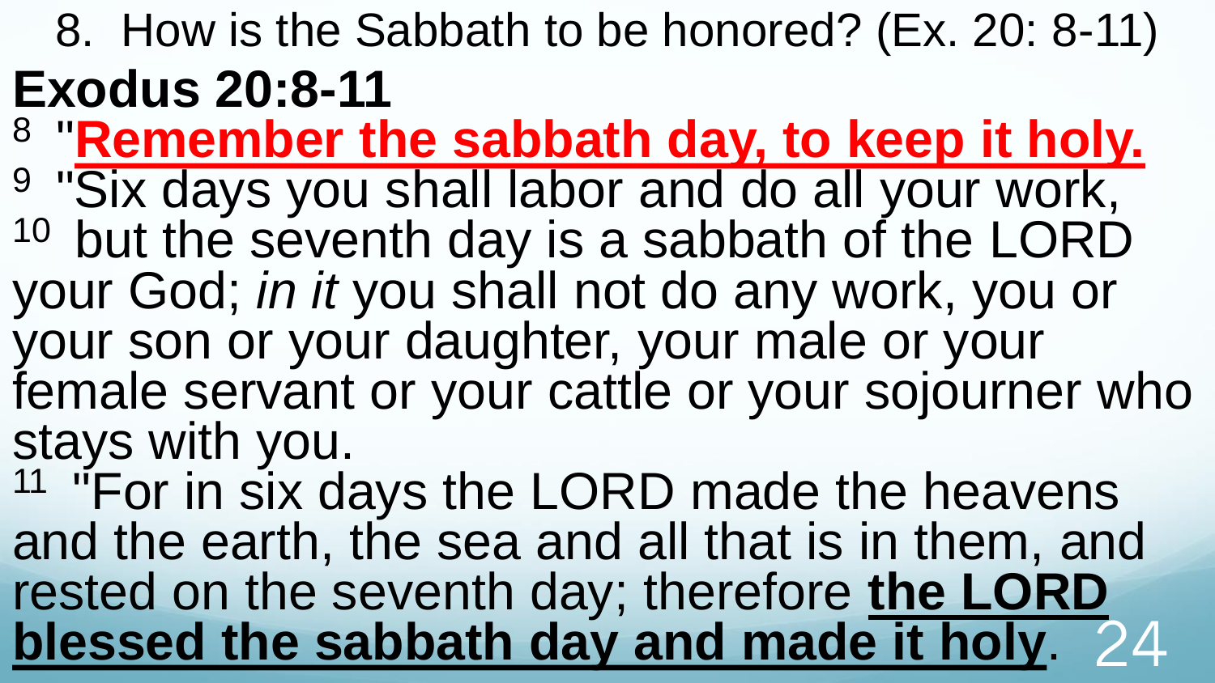8. How is the Sabbath to be honored? (Ex. 20: 8-11)

# Exodus 20:8-11

[8] "**Remember the sabbath day, to keep it holy.**

[9] "Six days you shall labor and do all your work,

[10] but the seventh day is a sabbath of the LORD your God; *in it* you shall not do any work, you or your son or your daughter, your male or your female servant or your cattle or your sojourner who stays with you.

[11] "For in six days the LORD made the heavens and the earth, the sea and all that is in them, and rested on the seventh day; therefore **the LORD blessed the sabbath day and made it holy**.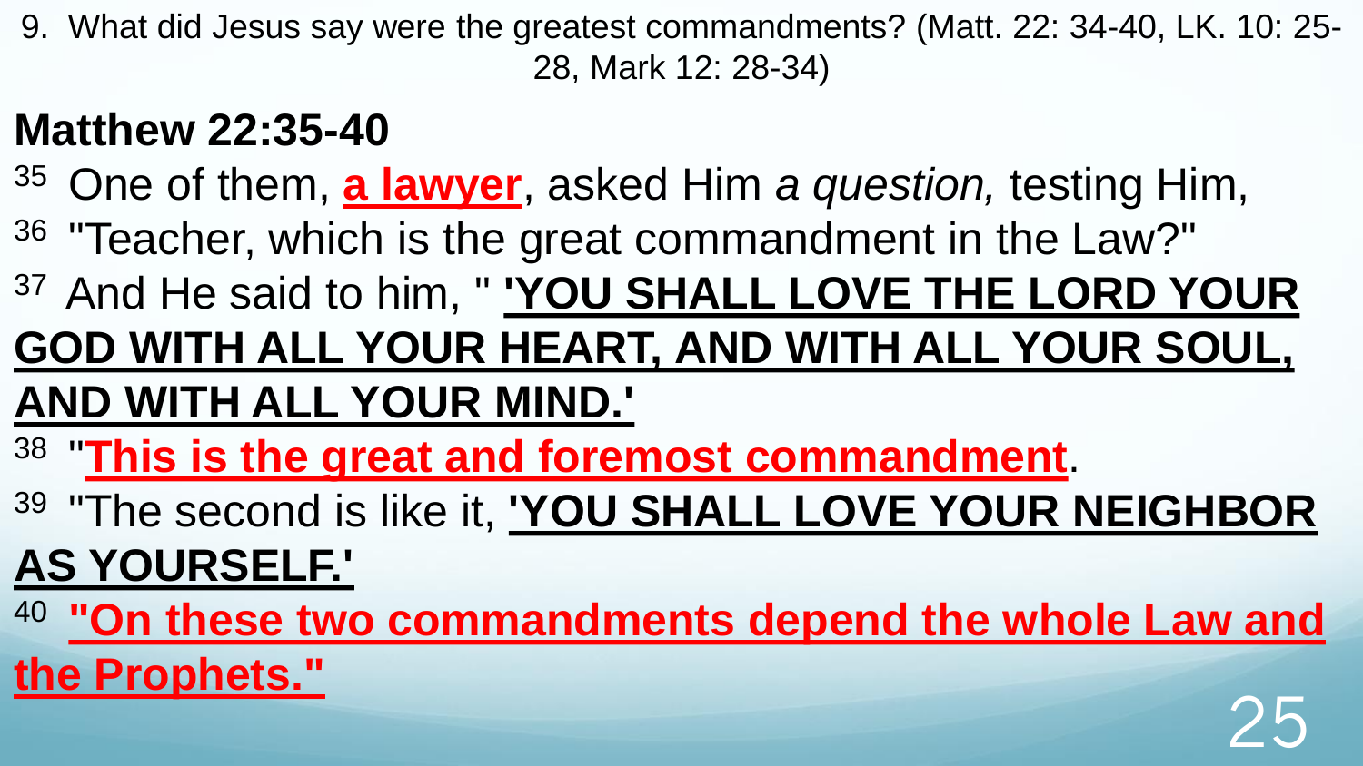9. What did Jesus say were the greatest commandments? (Matt. 22: 34-40, LK. 10: 25-28, Mark 12: 28-34)

## Matthew 22:35-40

[35] One of them, **a lawyer**, asked Him *a question,* testing Him,

[36] "Teacher, which is the great commandment in the Law?"

[37] And He said to him, " **'YOU SHALL LOVE THE LORD YOUR GOD WITH ALL YOUR HEART, AND WITH ALL YOUR SOUL, AND WITH ALL YOUR MIND.'**

[38] "**This is the great and foremost commandment**.

[39] "The second is like it, **'YOU SHALL LOVE YOUR NEIGHBOR AS YOURSELF.'**

[40] **"On these two commandments depend the whole Law and the Prophets."**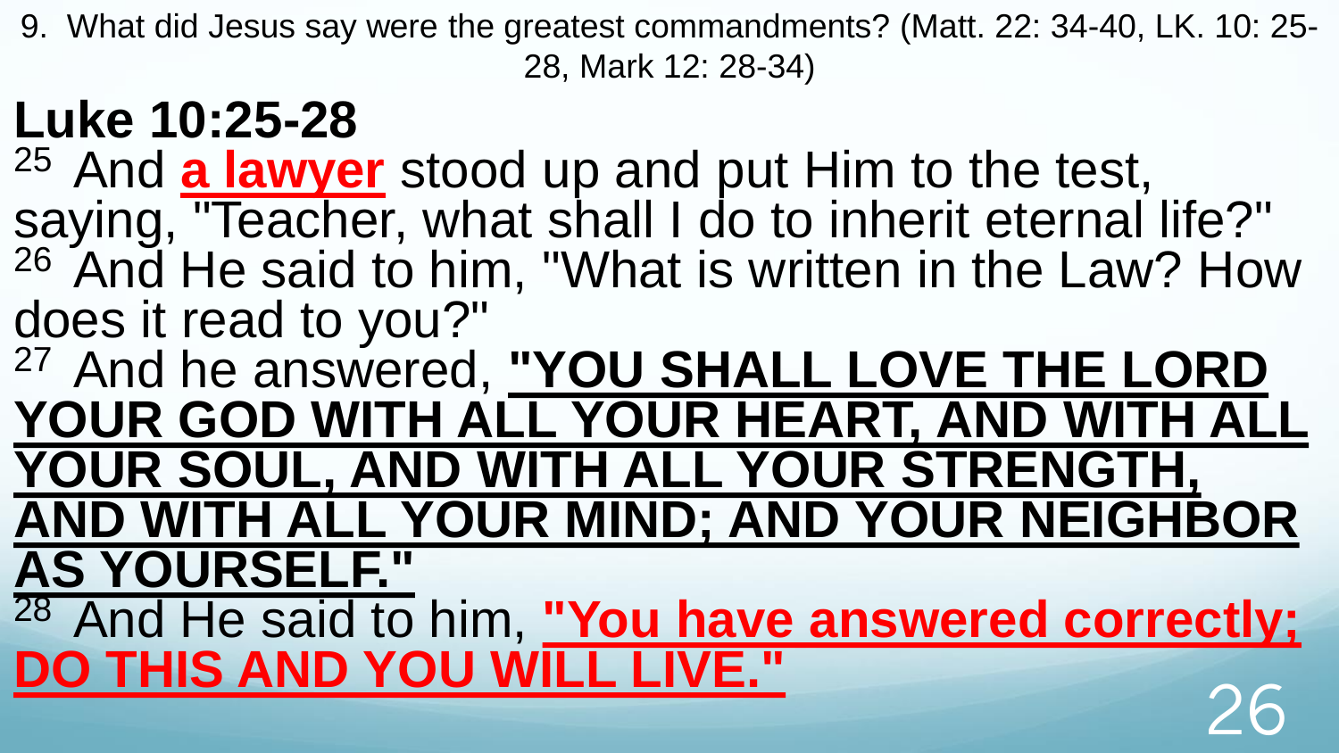9. What did Jesus say were the greatest commandments? (Matt. 22: 34-40, LK. 10: 25-28, Mark 12: 28-34)

## Luke 10:25-28

[25] And **a lawyer** stood up and put Him to the test, saying, "Teacher, what shall I do to inherit eternal life?"
[26] And He said to him, "What is written in the Law? How does it read to you?"
[27] And he answered, **"YOU SHALL LOVE THE LORD YOUR GOD WITH ALL YOUR HEART, AND WITH ALL YOUR SOUL, AND WITH ALL YOUR STRENGTH, AND WITH ALL YOUR MIND; AND YOUR NEIGHBOR AS YOURSELF."**
[28] And He said to him, **"You have answered correctly; DO THIS AND YOU WILL LIVE."**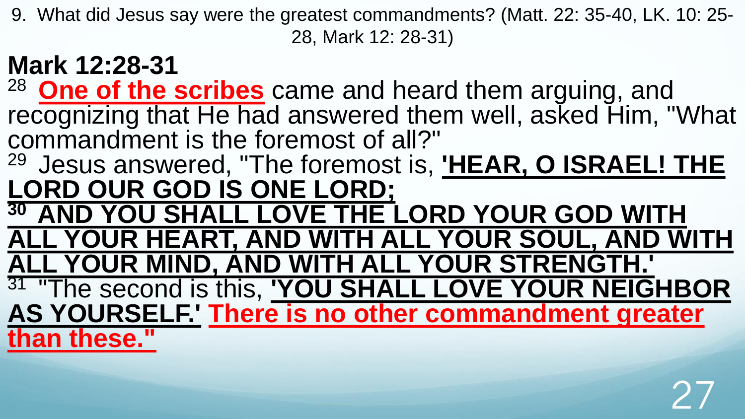9. What did Jesus say were the greatest commandments? (Matt. 22: 35-40, LK. 10: 25-28, Mark 12: 28-31)

## Mark 12:28-31

28 **One of the scribes** came and heard them arguing, and recognizing that He had answered them well, asked Him, "What commandment is the foremost of all?"

29 Jesus answered, "The foremost is, **'HEAR, O ISRAEL! THE LORD OUR GOD IS ONE LORD;**

**30 AND YOU SHALL LOVE THE LORD YOUR GOD WITH ALL YOUR HEART, AND WITH ALL YOUR SOUL, AND WITH ALL YOUR MIND, AND WITH ALL YOUR STRENGTH.'**

31 "The second is this, **'YOU SHALL LOVE YOUR NEIGHBOR AS YOURSELF.'** **There is no other commandment greater than these."**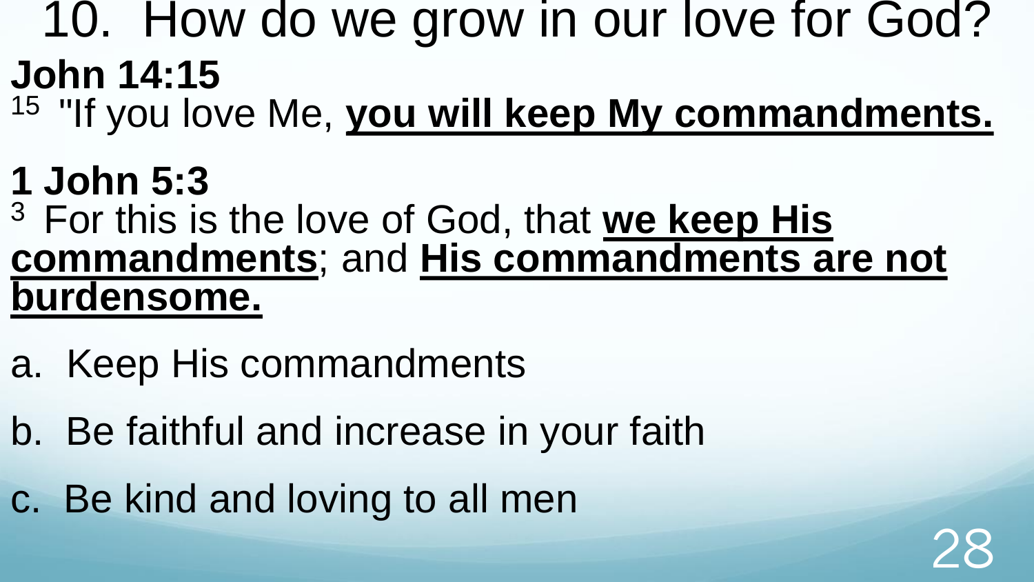# 10. How do we grow in our love for God?

**John 14:15**

[15] "If you love Me, **you will keep My commandments.**

**1 John 5:3**

[3] For this is the love of God, that **we keep His commandments**; and **His commandments are not burdensome.**

a. Keep His commandments

b. Be faithful and increase in your faith

c. Be kind and loving to all men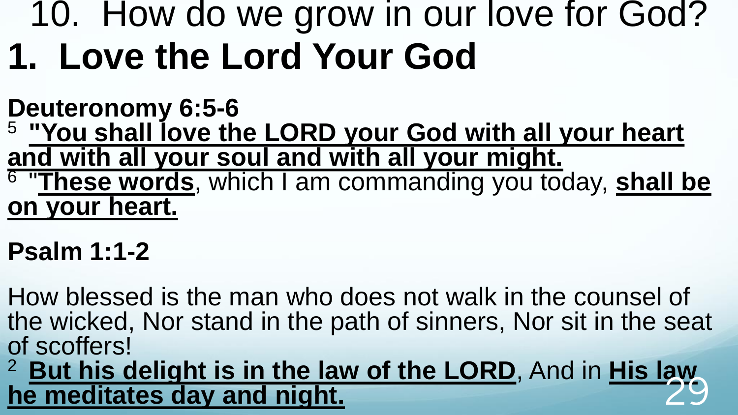10. How do we grow in our love for God?

# 1. Love the Lord Your God

**Deuteronomy 6:5-6**

5 **"You shall love the LORD your God with all your heart and with all your soul and with all your might.**

6 "**These words**, which I am commanding you today, **shall be on your heart.**

**Psalm 1:1-2**

How blessed is the man who does not walk in the counsel of the wicked, Nor stand in the path of sinners, Nor sit in the seat of scoffers!

2 **But his delight is in the law of the LORD**, And in **His law he meditates day and night.**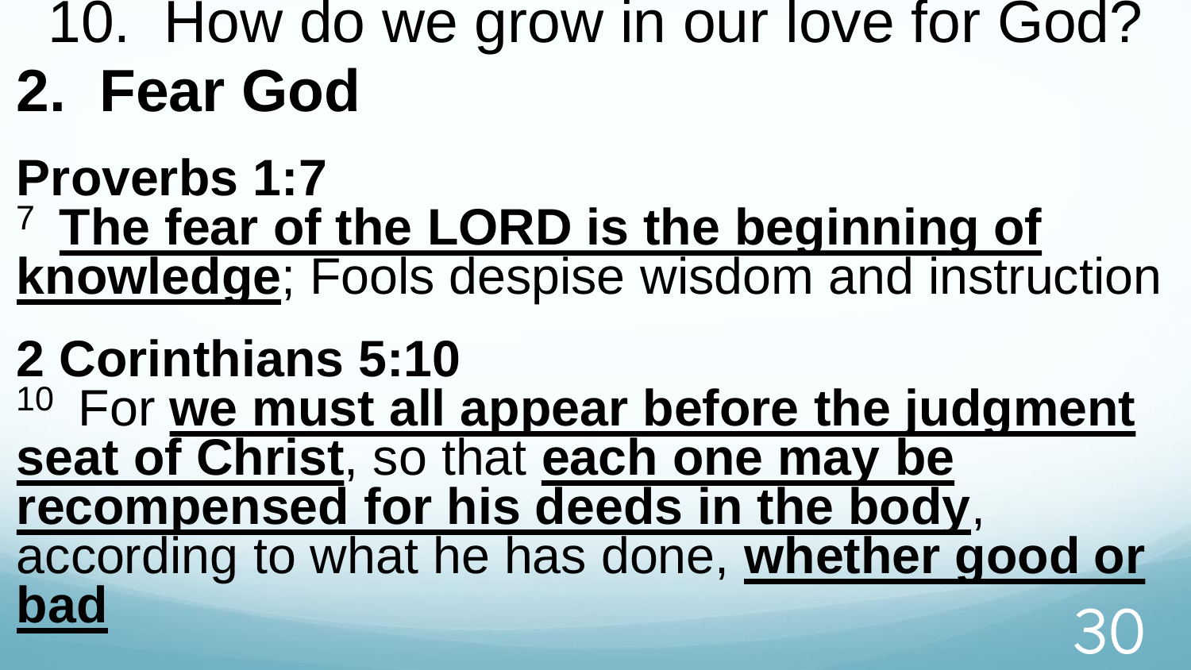10. How do we grow in our love for God?

# 2. Fear God

**Proverbs 1:7**

[7] **The fear of the LORD is the beginning of knowledge**; Fools despise wisdom and instruction

**2 Corinthians 5:10**

[10] For **we must all appear before the judgment seat of Christ**, so that **each one may be recompensed for his deeds in the body**, according to what he has done, **whether good or bad**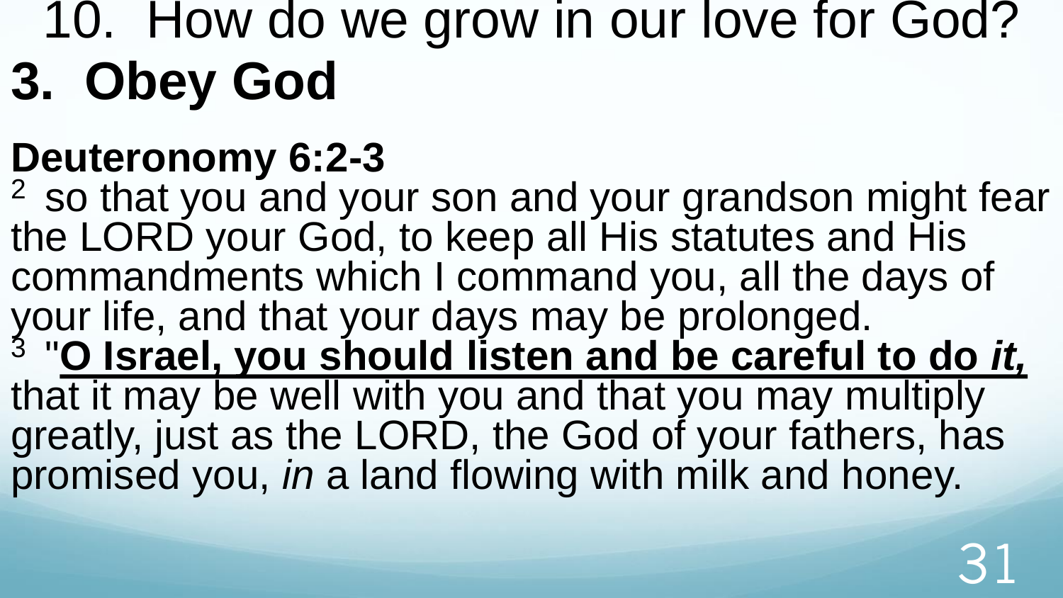# 10. How do we grow in our love for God?

## 3. Obey God

**Deuteronomy 6:2-3**

[2] so that you and your son and your grandson might fear the LORD your God, to keep all His statutes and His commandments which I command you, all the days of your life, and that your days may be prolonged.

[3] "**O Israel, you should listen and be careful to do *it,*** that it may be well with you and that you may multiply greatly, just as the LORD, the God of your fathers, has promised you, *in* a land flowing with milk and honey.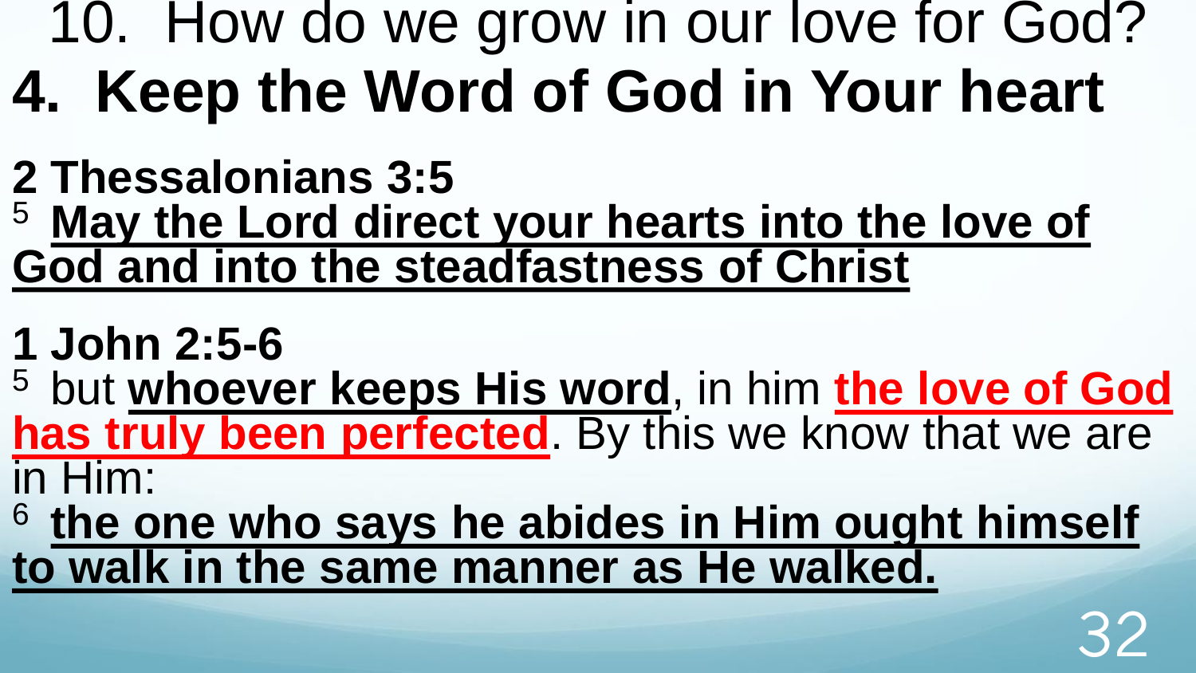10. How do we grow in our love for God?

# 4. Keep the Word of God in Your heart

**2 Thessalonians 3:5**

[5] **May the Lord direct your hearts into the love of God and into the steadfastness of Christ**

**1 John 2:5-6**

[5] but **whoever keeps His word**, in him **the love of God has truly been perfected**. By this we know that we are in Him:

[6] **the one who says he abides in Him ought himself to walk in the same manner as He walked.**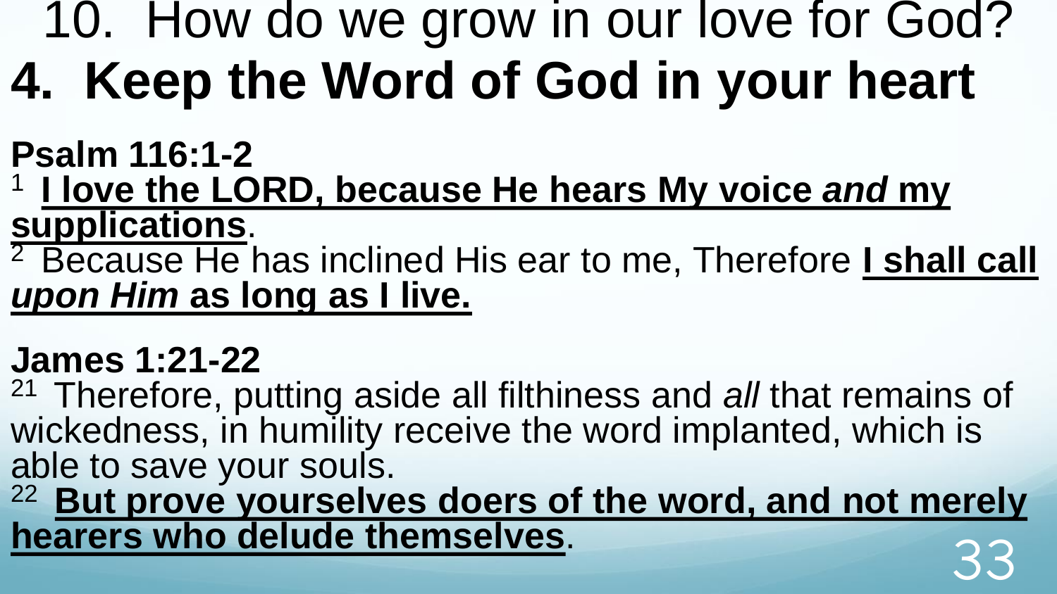# 10. How do we grow in our love for God?

## 4. Keep the Word of God in your heart

**Psalm 116:1-2**

[1] <u>**I love the LORD, because He hears My voice *and* my supplications**</u>.

[2] Because He has inclined His ear to me, Therefore <u>**I shall call *upon Him* as long as I live.**</u>

**James 1:21-22**

[21] Therefore, putting aside all filthiness and *all* that remains of wickedness, in humility receive the word implanted, which is able to save your souls.

[22] <u>**But prove yourselves doers of the word, and not merely hearers who delude themselves**</u>.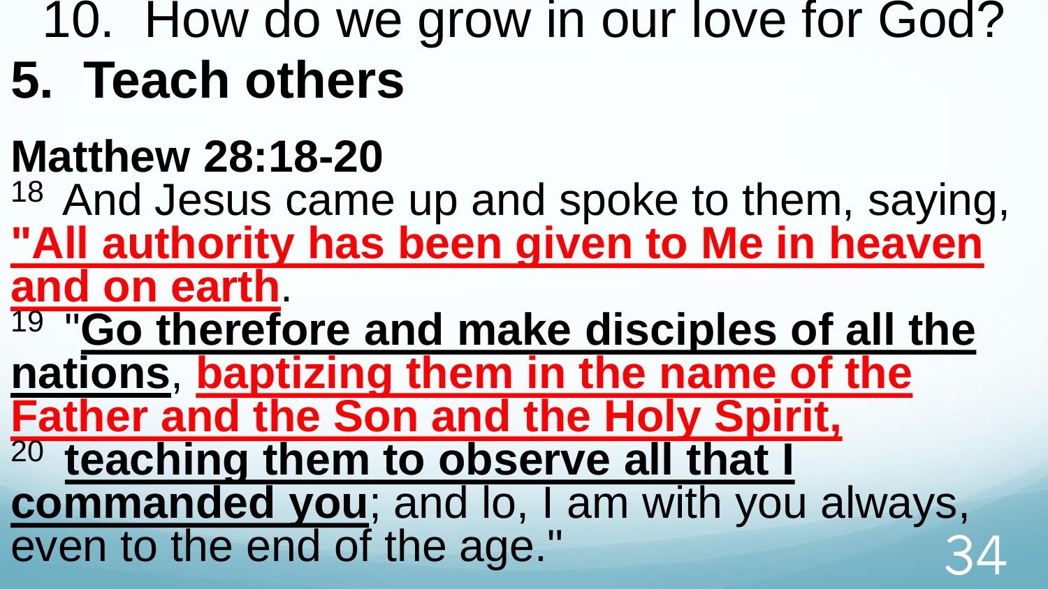10. How do we grow in our love for God?

# 5. Teach others

**Matthew 28:18-20**

[18] And Jesus came up and spoke to them, saying, **"All authority has been given to Me in heaven and on earth**.

[19] "**Go therefore and make disciples of all the nations**, **baptizing them in the name of the Father and the Son and the Holy Spirit,**

[20] **teaching them to observe all that I commanded you**; and lo, I am with you always, even to the end of the age."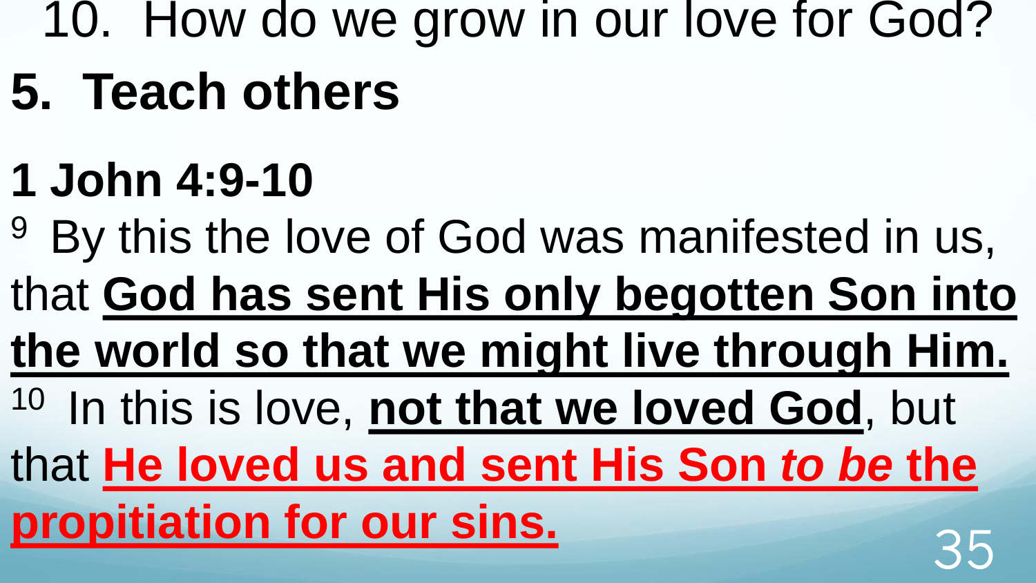# 10. How do we grow in our love for God?

## 5. Teach others

**1 John 4:9-10**

[9] By this the love of God was manifested in us, that **God has sent His only begotten Son into the world so that we might live through Him.** [10] In this is love, **not that we loved God**, but that **He loved us and sent His Son *to be* the propitiation for our sins.**